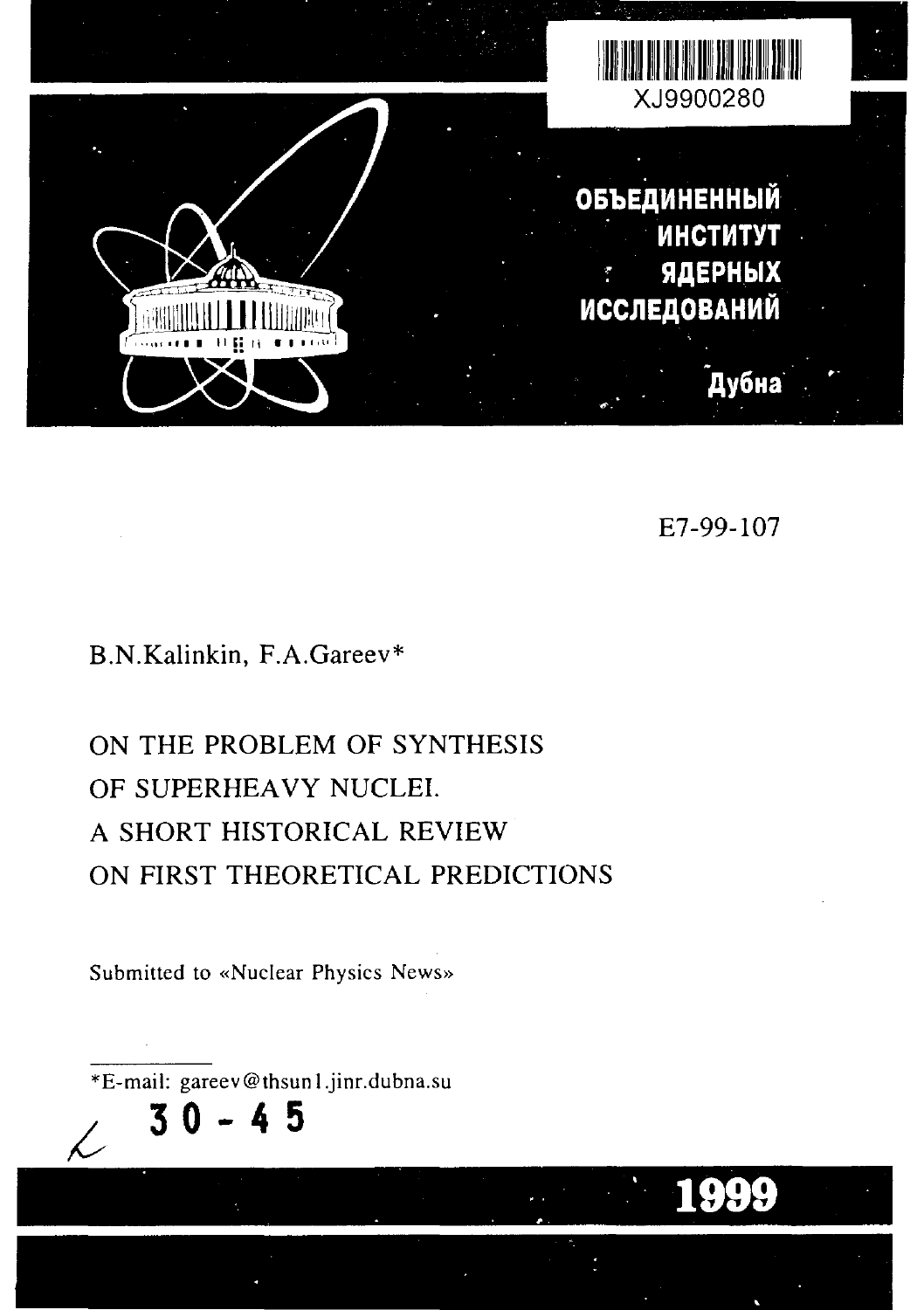XJ9900280

ОБЪЕДИНЕННЫЙ ИНСТИТУТ ЯДЕРНЫХ ИССЛЕДОВАНИЙ

Дубна

E7-99-107

B.N.Kalinkin, F.A.Gareev*

# ON THE PROBLEM OF SYNTHESIS OF SUPERHEAVY NUCLEI. A SHORT HISTORICAL REVIEW ON FIRST THEORETICAL PREDICTIONS

Submitted to «Nuclear Physics News»

*E-mail: gareev@thsun1.jinr.dubna.su

30 - 45

1999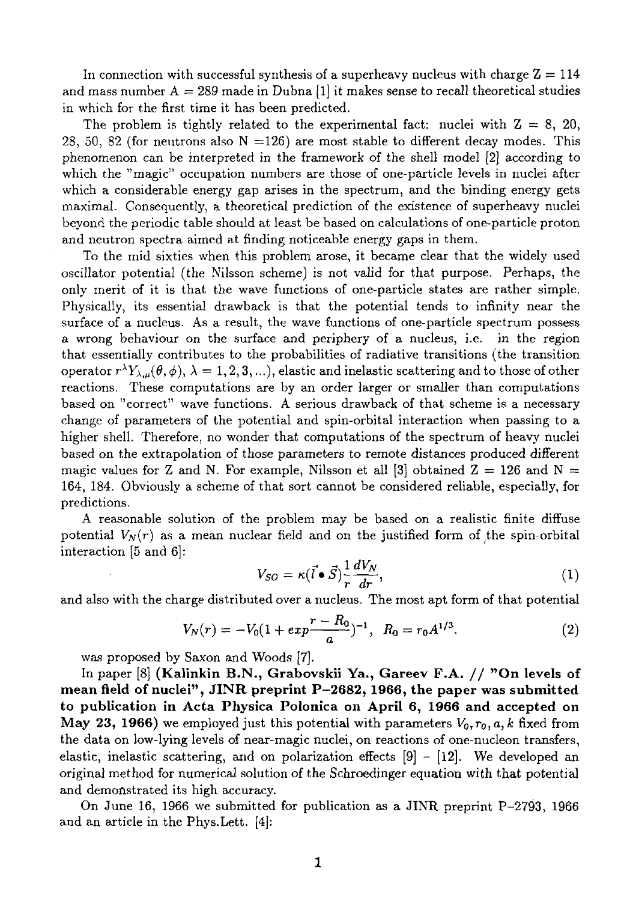In connection with successful synthesis of a superheavy nucleus with charge Z = 114 and mass number A = 289 made in Dubna [1] it makes sense to recall theoretical studies in which for the first time it has been predicted.

The problem is tightly related to the experimental fact: nuclei with Z = 8, 20, 28, 50, 82 (for neutrons also N =126) are most stable to different decay modes. This phenomenon can be interpreted in the framework of the shell model [2] according to which the "magic" occupation numbers are those of one-particle levels in nuclei after which a considerable energy gap arises in the spectrum, and the binding energy gets maximal. Consequently, a theoretical prediction of the existence of superheavy nuclei beyond the periodic table should at least be based on calculations of one-particle proton and neutron spectra aimed at finding noticeable energy gaps in them.

To the mid sixties when this problem arose, it became clear that the widely used oscillator potential (the Nilsson scheme) is not valid for that purpose. Perhaps, the only merit of it is that the wave functions of one-particle states are rather simple. Physically, its essential drawback is that the potential tends to infinity near the surface of a nucleus. As a result, the wave functions of one-particle spectrum possess a wrong behaviour on the surface and periphery of a nucleus, i.e. in the region that essentially contributes to the probabilities of radiative transitions (the transition operator $r^\lambda Y_{\lambda,\mu}(\theta,\phi)$, $\lambda = 1,2,3,...$), elastic and inelastic scattering and to those of other reactions. These computations are by an order larger or smaller than computations based on "correct" wave functions. A serious drawback of that scheme is a necessary change of parameters of the potential and spin-orbital interaction when passing to a higher shell. Therefore, no wonder that computations of the spectrum of heavy nuclei based on the extrapolation of those parameters to remote distances produced different magic values for Z and N. For example, Nilsson et all [3] obtained Z = 126 and N = 164, 184. Obviously a scheme of that sort cannot be considered reliable, especially, for predictions.

A reasonable solution of the problem may be based on a realistic finite diffuse potential $V_N(r)$ as a mean nuclear field and on the justified form of the spin-orbital interaction [5 and 6]:

$$V_{SO} = \kappa(\vec{l} \bullet \vec{S})\frac{1}{r}\frac{dV_N}{dr}, \tag{1}$$

and also with the charge distributed over a nucleus. The most apt form of that potential

$$V_N(r) = -V_0(1 + exp\frac{r - R_0}{a})^{-1}, \;\; R_0 = r_0 A^{1/3}. \tag{2}$$

was proposed by Saxon and Woods [7].

In paper [8] **(Kalinkin B.N., Grabovskii Ya., Gareev F.A. // "On levels of mean field of nuclei", JINR preprint P–2682, 1966, the paper was submitted to publication in Acta Physica Polonica on April 6, 1966 and accepted on May 23, 1966)** we employed just this potential with parameters $V_0, r_0, a, k$ fixed from the data on low-lying levels of near-magic nuclei, on reactions of one-nucleon transfers, elastic, inelastic scattering, and on polarization effects [9] – [12]. We developed an original method for numerical solution of the Schroedinger equation with that potential and demonstrated its high accuracy.

On June 16, 1966 we submitted for publication as a JINR preprint P–2793, 1966 and an article in the Phys.Lett. [4]: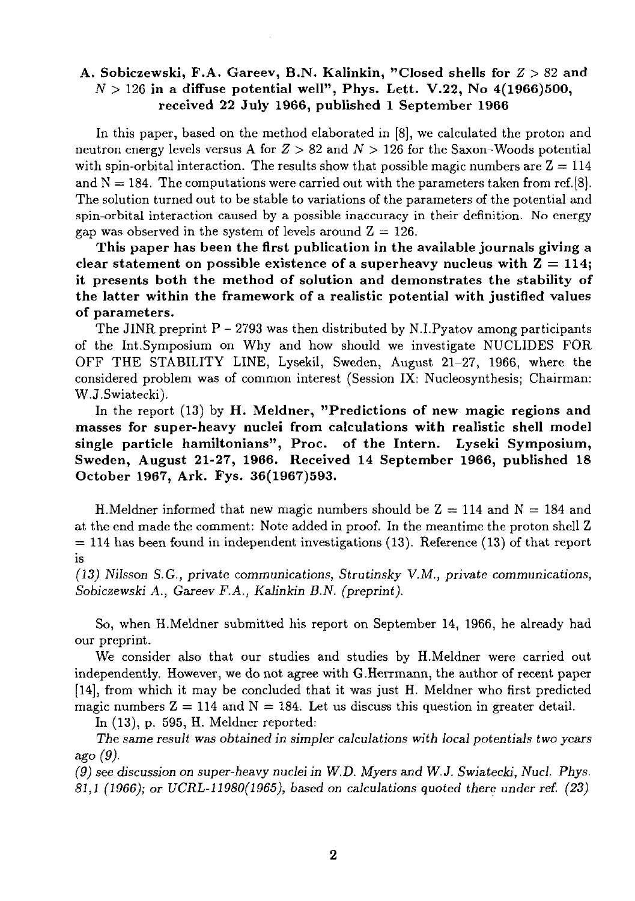**A. Sobiczewski, F.A. Gareev, B.N. Kalinkin, "Closed shells for $Z > 82$ and $N > 126$ in a diffuse potential well", Phys. Lett. V.22, No 4(1966)500, received 22 July 1966, published 1 September 1966**

In this paper, based on the method elaborated in [8], we calculated the proton and neutron energy levels versus A for $Z > 82$ and $N > 126$ for the Saxon-Woods potential with spin-orbital interaction. The results show that possible magic numbers are Z = 114 and N = 184. The computations were carried out with the parameters taken from ref.[8]. The solution turned out to be stable to variations of the parameters of the potential and spin-orbital interaction caused by a possible inaccuracy in their definition. No energy gap was observed in the system of levels around Z = 126.

**This paper has been the first publication in the available journals giving a clear statement on possible existence of a superheavy nucleus with Z = 114; it presents both the method of solution and demonstrates the stability of the latter within the framework of a realistic potential with justified values of parameters.**

The JINR preprint P - 2793 was then distributed by N.I.Pyatov among participants of the Int.Symposium on Why and how should we investigate NUCLIDES FOR OFF THE STABILITY LINE, Lysekil, Sweden, August 21–27, 1966, where the considered problem was of common interest (Session IX: Nucleosynthesis; Chairman: W.J.Swiatecki).

In the report (13) by **H. Meldner, "Predictions of new magic regions and masses for super-heavy nuclei from calculations with realistic shell model single particle hamiltonians", Proc. of the Intern. Lyseki Symposium, Sweden, August 21-27, 1966. Received 14 September 1966, published 18 October 1967, Ark. Fys. 36(1967)593.**

H.Meldner informed that new magic numbers should be Z = 114 and N = 184 and at the end made the comment: Note added in proof. In the meantime the proton shell Z = 114 has been found in independent investigations (13). Reference (13) of that report is

*(13) Nilsson S.G., private communications, Strutinsky V.M., private communications, Sobiczewski A., Gareev F.A., Kalinkin B.N. (preprint).*

So, when H.Meldner submitted his report on September 14, 1966, he already had our preprint.

We consider also that our studies and studies by H.Meldner were carried out independently. However, we do not agree with G.Herrmann, the author of recent paper [14], from which it may be concluded that it was just H. Meldner who first predicted magic numbers Z = 114 and N = 184. Let us discuss this question in greater detail.

In (13), p. 595, H. Meldner reported:

*The same result was obtained in simpler calculations with local potentials two years ago (9).*

*(9) see discussion on super-heavy nuclei in W.D. Myers and W.J. Swiatecki, Nucl. Phys. 81,1 (1966); or UCRL-11980(1965), based on calculations quoted there under ref. (23)*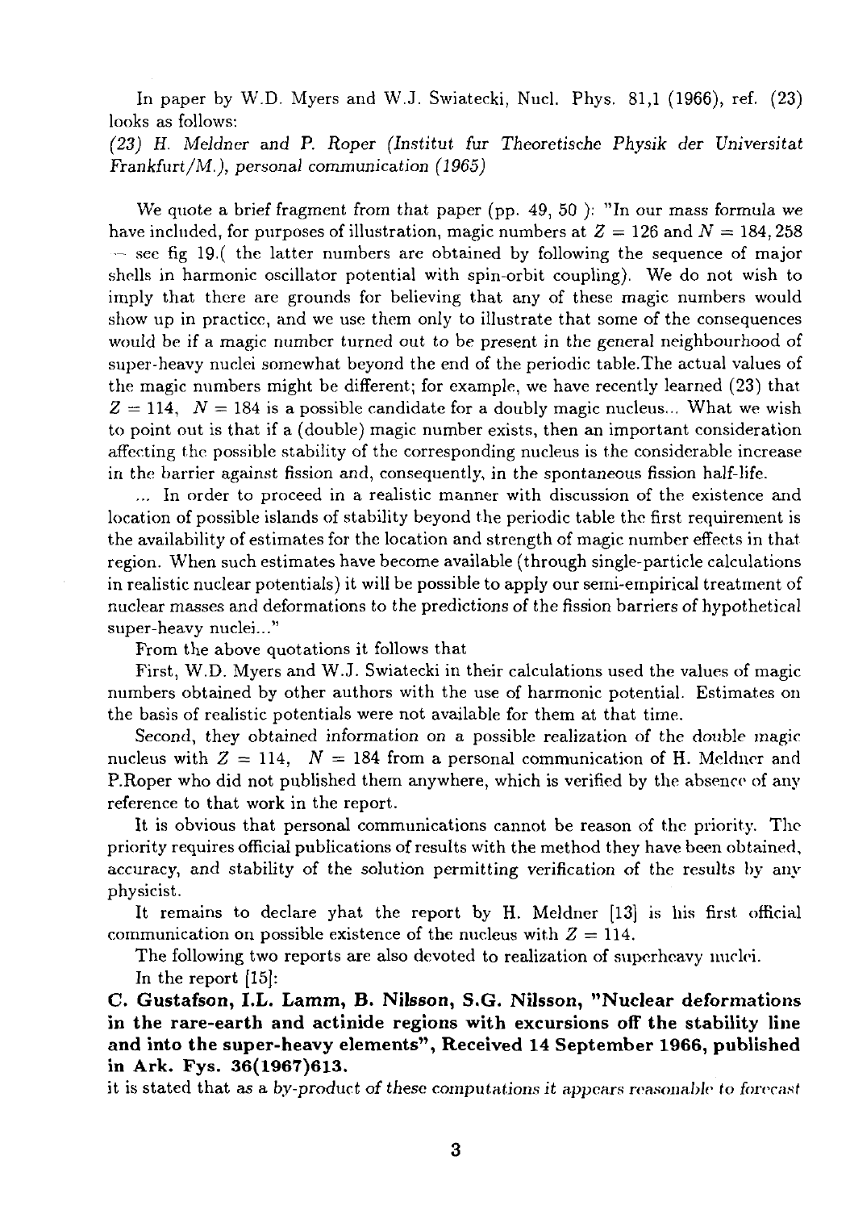In paper by W.D. Myers and W.J. Swiatecki, Nucl. Phys. 81,1 (1966), ref. (23) looks as follows:

*(23) H. Meldner and P. Roper (Institut fur Theoretische Physik der Universitat Frankfurt/M.), personal communication (1965)*

We quote a brief fragment from that paper (pp. 49, 50 ): "In our mass formula we have included, for purposes of illustration, magic numbers at $Z = 126$ and $N = 184, 258$ — see fig 19.( the latter numbers are obtained by following the sequence of major shells in harmonic oscillator potential with spin-orbit coupling). We do not wish to imply that there are grounds for believing that any of these magic numbers would show up in practice, and we use them only to illustrate that some of the consequences would be if a magic number turned out to be present in the general neighbourhood of super-heavy nuclei somewhat beyond the end of the periodic table.The actual values of the magic numbers might be different; for example, we have recently learned (23) that $Z = 114$, $N = 184$ is a possible candidate for a doubly magic nucleus... What we wish to point out is that if a (double) magic number exists, then an important consideration affecting the possible stability of the corresponding nucleus is the considerable increase in the barrier against fission and, consequently, in the spontaneous fission half-life.

... In order to proceed in a realistic manner with discussion of the existence and location of possible islands of stability beyond the periodic table the first requirement is the availability of estimates for the location and strength of magic number effects in that region. When such estimates have become available (through single-particle calculations in realistic nuclear potentials) it will be possible to apply our semi-empirical treatment of nuclear masses and deformations to the predictions of the fission barriers of hypothetical super-heavy nuclei..."

From the above quotations it follows that

First, W.D. Myers and W.J. Swiatecki in their calculations used the values of magic numbers obtained by other authors with the use of harmonic potential. Estimates on the basis of realistic potentials were not available for them at that time.

Second, they obtained information on a possible realization of the double magic nucleus with $Z = 114$, $N = 184$ from a personal communication of H. Meldner and P.Roper who did not published them anywhere, which is verified by the absence of any reference to that work in the report.

It is obvious that personal communications cannot be reason of the priority. The priority requires official publications of results with the method they have been obtained, accuracy, and stability of the solution permitting verification of the results by any physicist.

It remains to declare yhat the report by H. Meldner [13] is his first official communication on possible existence of the nucleus with $Z = 114$.

The following two reports are also devoted to realization of superheavy nuclei.

In the report [15]:

**C. Gustafson, I.L. Lamm, B. Nilsson, S.G. Nilsson, "Nuclear deformations in the rare-earth and actinide regions with excursions off the stability line and into the super-heavy elements", Received 14 September 1966, published in Ark. Fys. 36(1967)613.**

it is stated that *as a by-product of these computations it appears reasonable to forecast*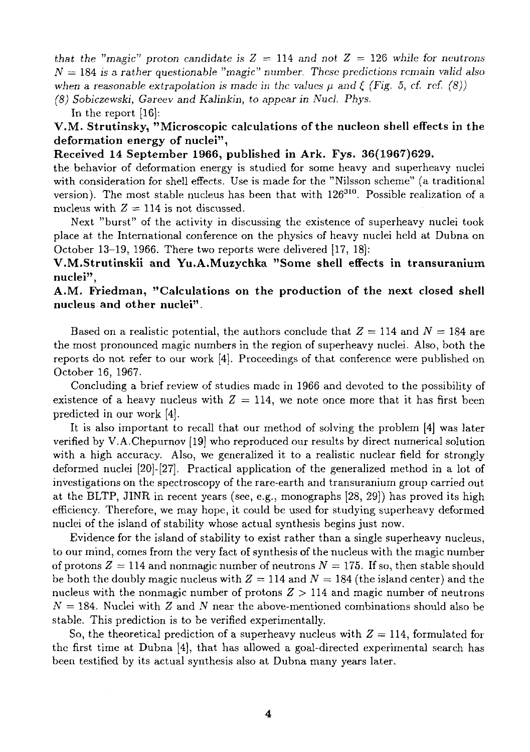*that the "magic" proton candidate is $Z = 114$ and not $Z = 126$ while for neutrons $N = 184$ is a rather questionable "magic" number. These predictions remain valid also when a reasonable extrapolation is made in the values $\mu$ and $\xi$ (Fig. 5, cf. ref. (8))*
*(8) Sobiczewski, Gareev and Kalinkin, to appear in Nucl. Phys.*

In the report [16]:

**V.M. Strutinsky, "Microscopic calculations of the nucleon shell effects in the deformation energy of nuclei",**

**Received 14 September 1966, published in Ark. Fys. 36(1967)629.**

the behavior of deformation energy is studied for some heavy and superheavy nuclei with consideration for shell effects. Use is made for the "Nilsson scheme" (a traditional version). The most stable nucleus has been that with $126^{310}$. Possible realization of a nucleus with $Z = 114$ is not discussed.

Next "burst" of the activity in discussing the existence of superheavy nuclei took place at the International conference on the physics of heavy nuclei held at Dubna on October 13–19, 1966. There two reports were delivered [17, 18]:

**V.M.Strutinskii and Yu.A.Muzychka "Some shell effects in transuranium nuclei",**

**A.M. Friedman, "Calculations on the production of the next closed shell nucleus and other nuclei".**

Based on a realistic potential, the authors conclude that $Z = 114$ and $N = 184$ are the most pronounced magic numbers in the region of superheavy nuclei. Also, both the reports do not refer to our work [4]. Proceedings of that conference were published on October 16, 1967.

Concluding a brief review of studies made in 1966 and devoted to the possibility of existence of a heavy nucleus with $Z = 114$, we note once more that it has first been predicted in our work [4].

It is also important to recall that our method of solving the problem [4] was later verified by V.A.Chepurnov [19] who reproduced our results by direct numerical solution with a high accuracy. Also, we generalized it to a realistic nuclear field for strongly deformed nuclei [20]-[27]. Practical application of the generalized method in a lot of investigations on the spectroscopy of the rare-earth and transuranium group carried out at the BLTP, JINR in recent years (see, e.g., monographs [28, 29]) has proved its high efficiency. Therefore, we may hope, it could be used for studying superheavy deformed nuclei of the island of stability whose actual synthesis begins just now.

Evidence for the island of stability to exist rather than a single superheavy nucleus, to our mind, comes from the very fact of synthesis of the nucleus with the magic number of protons $Z = 114$ and nonmagic number of neutrons $N = 175$. If so, then stable should be both the doubly magic nucleus with $Z = 114$ and $N = 184$ (the island center) and the nucleus with the nonmagic number of protons $Z > 114$ and magic number of neutrons $N = 184$. Nuclei with $Z$ and $N$ near the above-mentioned combinations should also be stable. This prediction is to be verified experimentally.

So, the theoretical prediction of a superheavy nucleus with $Z = 114$, formulated for the first time at Dubna [4], that has allowed a goal-directed experimental search has been testified by its actual synthesis also at Dubna many years later.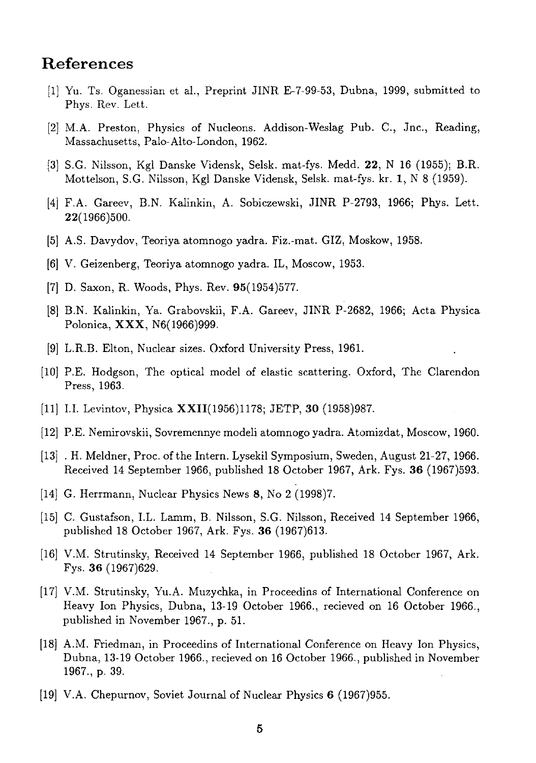## References

[1] Yu. Ts. Oganessian et al., Preprint JINR E-7-99-53, Dubna, 1999, submitted to Phys. Rev. Lett.

[2] M.A. Preston, Physics of Nucleons. Addison-Weslag Pub. C., Jnc., Reading, Massachusetts, Palo-Alto-London, 1962.

[3] S.G. Nilsson, Kgl Danske Vidensk, Selsk. mat-fys. Medd. **22**, N 16 (1955); B.R. Mottelson, S.G. Nilsson, Kgl Danske Vidensk, Selsk. mat-fys. kr. **1**, N 8 (1959).

[4] F.A. Gareev, B.N. Kalinkin, A. Sobiczewski, JINR P-2793, 1966; Phys. Lett. **22**(1966)500.

[5] A.S. Davydov, Teoriya atomnogo yadra. Fiz.-mat. GIZ, Moskow, 1958.

[6] V. Geizenberg, Teoriya atomnogo yadra. IL, Moscow, 1953.

[7] D. Saxon, R. Woods, Phys. Rev. **95**(1954)577.

[8] B.N. Kalinkin, Ya. Grabovskii, F.A. Gareev, JINR P-2682, 1966; Acta Physica Polonica, **XXX**, N6(1966)999.

[9] L.R.B. Elton, Nuclear sizes. Oxford University Press, 1961.

[10] P.E. Hodgson, The optical model of elastic scattering. Oxford, The Clarendon Press, 1963.

[11] I.I. Levintov, Physica **XXII**(1956)1178; JETP, **30** (1958)987.

[12] P.E. Nemirovskii, Sovremennye modeli atomnogo yadra. Atomizdat, Moscow, 1960.

[13] . H. Meldner, Proc. of the Intern. Lysekil Symposium, Sweden, August 21-27, 1966. Received 14 September 1966, published 18 October 1967, Ark. Fys. **36** (1967)593.

[14] G. Herrmann, Nuclear Physics News **8**, No 2 (1998)7.

[15] C. Gustafson, I.L. Lamm, B. Nilsson, S.G. Nilsson, Received 14 September 1966, published 18 October 1967, Ark. Fys. **36** (1967)613.

[16] V.M. Strutinsky, Received 14 September 1966, published 18 October 1967, Ark. Fys. **36** (1967)629.

[17] V.M. Strutinsky, Yu.A. Muzychka, in Proceedins of International Conference on Heavy Ion Physics, Dubna, 13-19 October 1966., recieved on 16 October 1966., published in November 1967., p. 51.

[18] A.M. Friedman, in Proceedins of International Conference on Heavy Ion Physics, Dubna, 13-19 October 1966., recieved on 16 October 1966., published in November 1967., p. 39.

[19] V.A. Chepurnov, Soviet Journal of Nuclear Physics **6** (1967)955.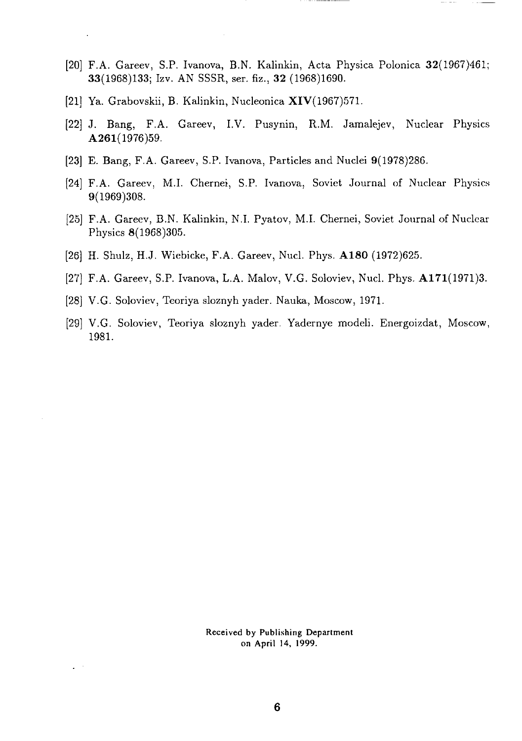[20] F.A. Gareev, S.P. Ivanova, B.N. Kalinkin, Acta Physica Polonica **32**(1967)461; **33**(1968)133; Izv. AN SSSR, ser. fiz., **32** (1968)1690.

[21] Ya. Grabovskii, B. Kalinkin, Nucleonica **XIV**(1967)571.

[22] J. Bang, F.A. Gareev, I.V. Pusynin, R.M. Jamalejev, Nuclear Physics **A261**(1976)59.

[23] E. Bang, F.A. Gareev, S.P. Ivanova, Particles and Nuclei **9**(1978)286.

[24] F.A. Gareev, M.I. Chernei, S.P. Ivanova, Soviet Journal of Nuclear Physics **9**(1969)308.

[25] F.A. Gareev, B.N. Kalinkin, N.I. Pyatov, M.I. Chernei, Soviet Journal of Nuclear Physics **8**(1968)305.

[26] H. Shulz, H.J. Wiebicke, F.A. Gareev, Nucl. Phys. **A180** (1972)625.

[27] F.A. Gareev, S.P. Ivanova, L.A. Malov, V.G. Soloviev, Nucl. Phys. **A171**(1971)3.

[28] V.G. Soloviev, Teoriya sloznyh yader. Nauka, Moscow, 1971.

[29] V.G. Soloviev, Teoriya sloznyh yader. Yadernye modeli. Energoizdat, Moscow, 1981.

Received by Publishing Department
on April 14, 1999.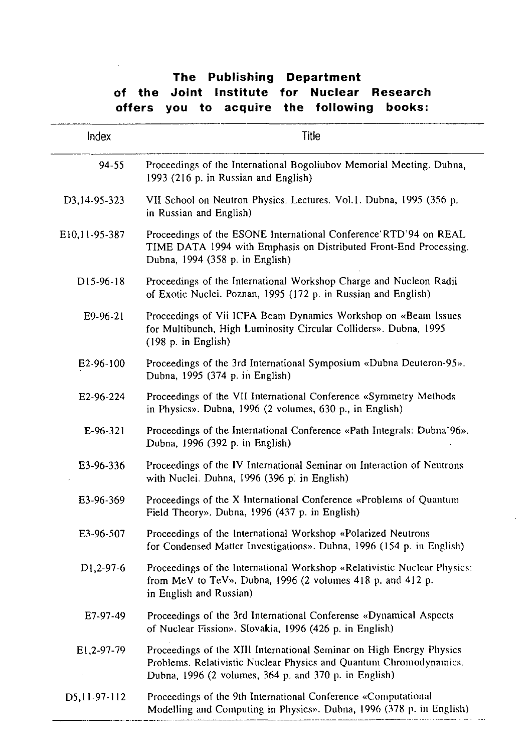**The Publishing Department of the Joint Institute for Nuclear Research offers you to acquire the following books:**

| Index | Title |
|---|---|
| 94-55 | Proceedings of the International Bogoliubov Memorial Meeting. Dubna, 1993 (216 p. in Russian and English) |
| D3,14-95-323 | VII School on Neutron Physics. Lectures. Vol.1. Dubna, 1995 (356 p. in Russian and English) |
| E10,11-95-387 | Proceedings of the ESONE International Conference'RTD'94 on REAL TIME DATA 1994 with Emphasis on Distributed Front-End Processing. Dubna, 1994 (358 p. in English) |
| D15-96-18 | Proceedings of the International Workshop Charge and Nucleon Radii of Exotic Nuclei. Poznan, 1995 (172 p. in Russian and English) |
| E9-96-21 | Proceedings of Vii ICFA Beam Dynamics Workshop on «Beam Issues for Multibunch, High Luminosity Circular Colliders». Dubna, 1995 (198 p. in English) |
| E2-96-100 | Proceedings of the 3rd International Symposium «Dubna Deuteron-95». Dubna, 1995 (374 p. in English) |
| E2-96-224 | Proceedings of the VII International Conference «Symmetry Methods in Physics». Dubna, 1996 (2 volumes, 630 p., in English) |
| E-96-321 | Proceedings of the International Conference «Path Integrals: Dubna'96». Dubna, 1996 (392 p. in English) |
| E3-96-336 | Proceedings of the IV International Seminar on Interaction of Neutrons with Nuclei. Dubna, 1996 (396 p. in English) |
| E3-96-369 | Proceedings of the X International Conference «Problems of Quantum Field Theory». Dubna, 1996 (437 p. in English) |
| E3-96-507 | Proceedings of the International Workshop «Polarized Neutrons for Condensed Matter Investigations». Dubna, 1996 (154 p. in English) |
| D1,2-97-6 | Proceedings of the International Workshop «Relativistic Nuclear Physics: from MeV to TeV». Dubna, 1996 (2 volumes 418 p. and 412 p. in English and Russian) |
| E7-97-49 | Proceedings of the 3rd International Conferense «Dynamical Aspects of Nuclear Fission». Slovakia, 1996 (426 p. in English) |
| E1,2-97-79 | Proceedings of the XIII International Seminar on High Energy Physics Problems. Relativistic Nuclear Physics and Quantum Chromodynamics. Dubna, 1996 (2 volumes, 364 p. and 370 p. in English) |
| D5,11-97-112 | Proceedings of the 9th International Conference «Computational Modelling and Computing in Physics». Dubna, 1996 (378 p. in English) |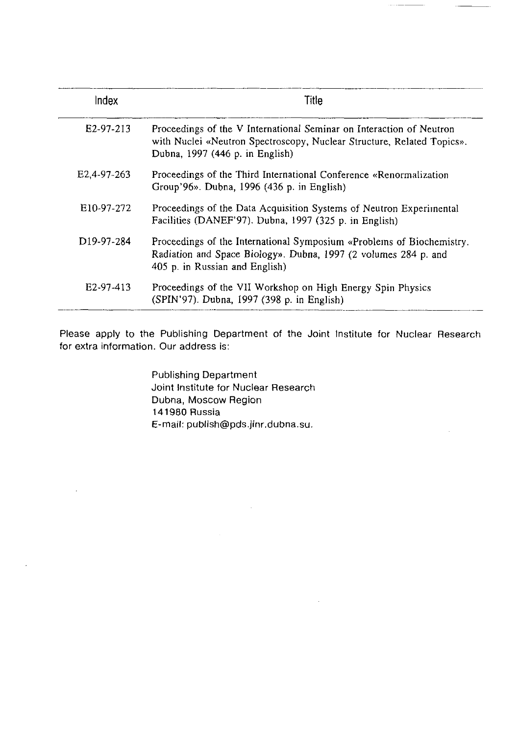| Index | Title |
|---|---|
| E2-97-213 | Proceedings of the V International Seminar on Interaction of Neutron with Nuclei «Neutron Spectroscopy, Nuclear Structure, Related Topics». Dubna, 1997 (446 p. in English) |
| E2,4-97-263 | Proceedings of the Third International Conference «Renormalization Group'96». Dubna, 1996 (436 p. in English) |
| E10-97-272 | Proceedings of the Data Acquisition Systems of Neutron Experimental Facilities (DANEF'97). Dubna, 1997 (325 p. in English) |
| D19-97-284 | Proceedings of the International Symposium «Problems of Biochemistry, Radiation and Space Biology». Dubna, 1997 (2 volumes 284 p. and 405 p. in Russian and English) |
| E2-97-413 | Proceedings of the VII Workshop on High Energy Spin Physics (SPIN'97). Dubna, 1997 (398 p. in English) |

Please apply to the Publishing Department of the Joint Institute for Nuclear Research for extra information. Our address is:

Publishing Department
Joint Institute for Nuclear Research
Dubna, Moscow Region
141980 Russia
E-mail: publish@pds.jinr.dubna.su.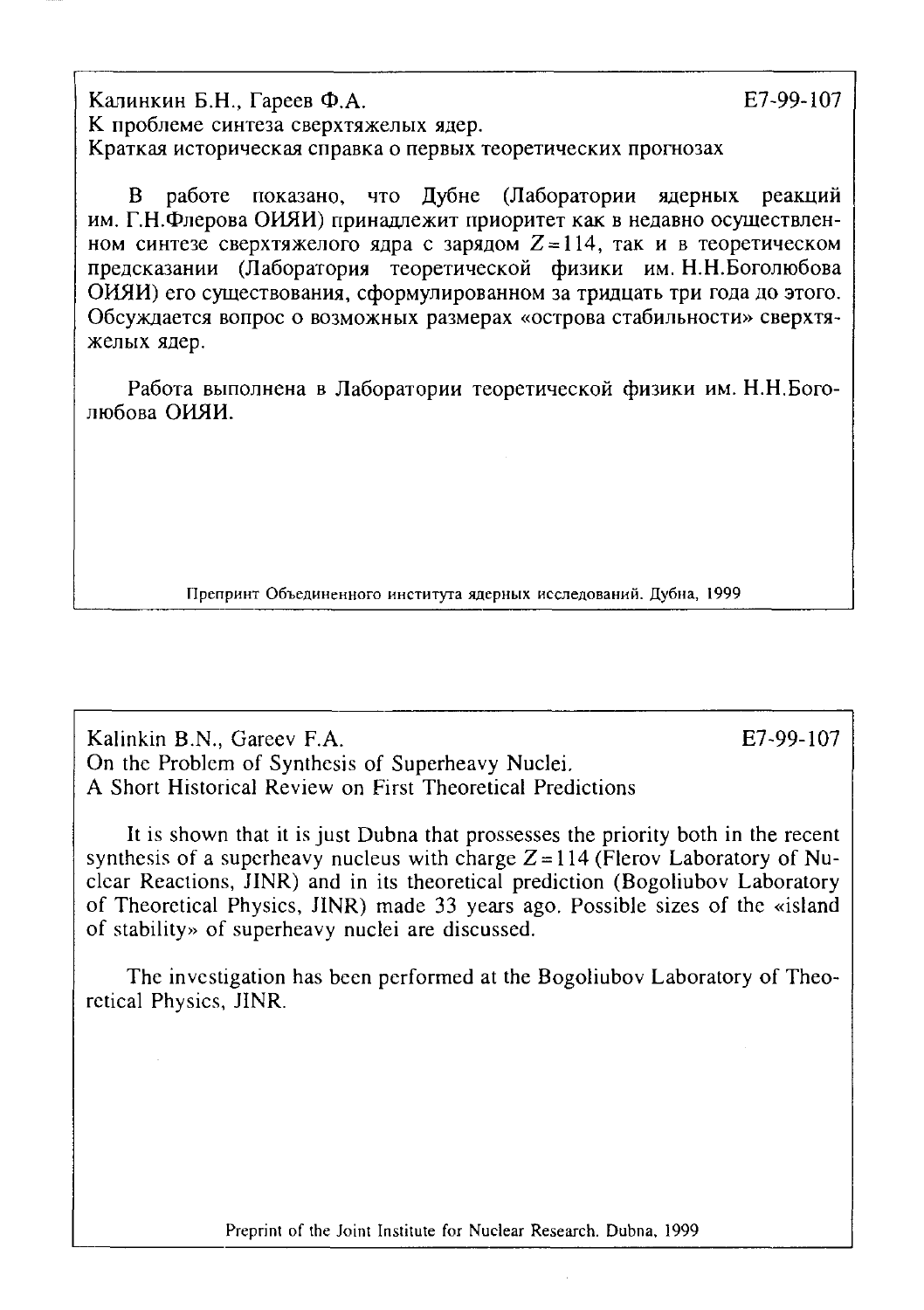Калинкин Б.Н., Гареев Ф.А. E7-99-107

К проблеме синтеза сверхтяжелых ядер.

Краткая историческая справка о первых теоретических прогнозах

В работе показано, что Дубне (Лаборатории ядерных реакций им. Г.Н.Флерова ОИЯИ) принадлежит приоритет как в недавно осуществленном синтезе сверхтяжелого ядра с зарядом $Z=114$, так и в теоретическом предсказании (Лаборатория теоретической физики им. Н.Н.Боголюбова ОИЯИ) его существования, сформулированном за тридцать три года до этого. Обсуждается вопрос о возможных размерах «острова стабильности» сверхтяжелых ядер.

Работа выполнена в Лаборатории теоретической физики им. Н.Н.Боголюбова ОИЯИ.

Препринт Объединенного института ядерных исследований. Дубна, 1999

---

Kalinkin B.N., Gareev F.A. E7-99-107

On the Problem of Synthesis of Superheavy Nuclei.

A Short Historical Review on First Theoretical Predictions

It is shown that it is just Dubna that prossesses the priority both in the recent synthesis of a superheavy nucleus with charge $Z=114$ (Flerov Laboratory of Nuclear Reactions, JINR) and in its theoretical prediction (Bogoliubov Laboratory of Theoretical Physics, JINR) made 33 years ago. Possible sizes of the «island of stability» of superheavy nuclei are discussed.

The investigation has been performed at the Bogoliubov Laboratory of Theoretical Physics, JINR.

Preprint of the Joint Institute for Nuclear Research. Dubna, 1999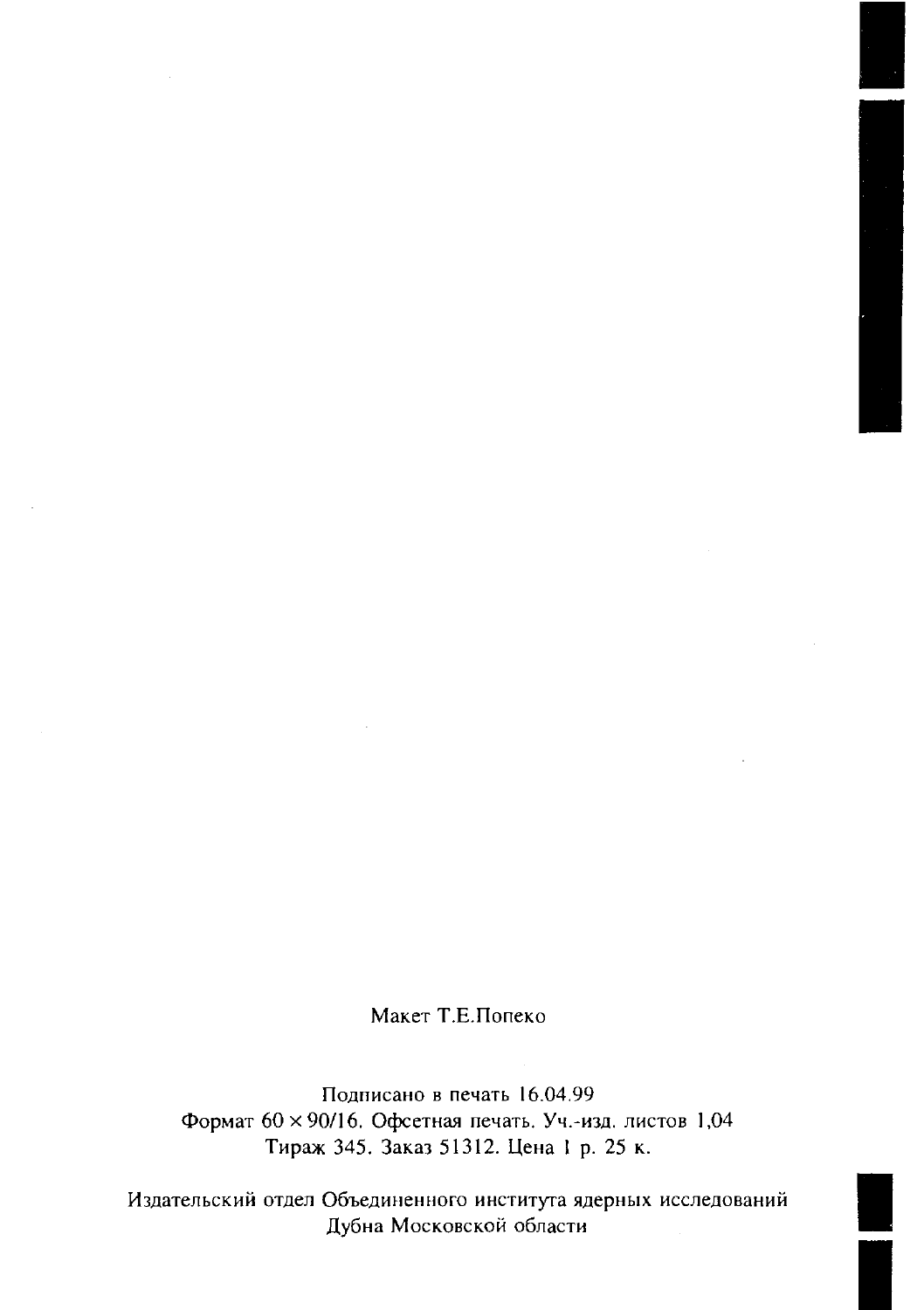Макет Т.Е.Попеко

Подписано в печать 16.04.99
Формат $60 \times 90/16$. Офсетная печать. Уч.-изд. листов 1,04
Тираж 345. Заказ 51312. Цена 1 р. 25 к.

Издательский отдел Объединенного института ядерных исследований
Дубна Московской области